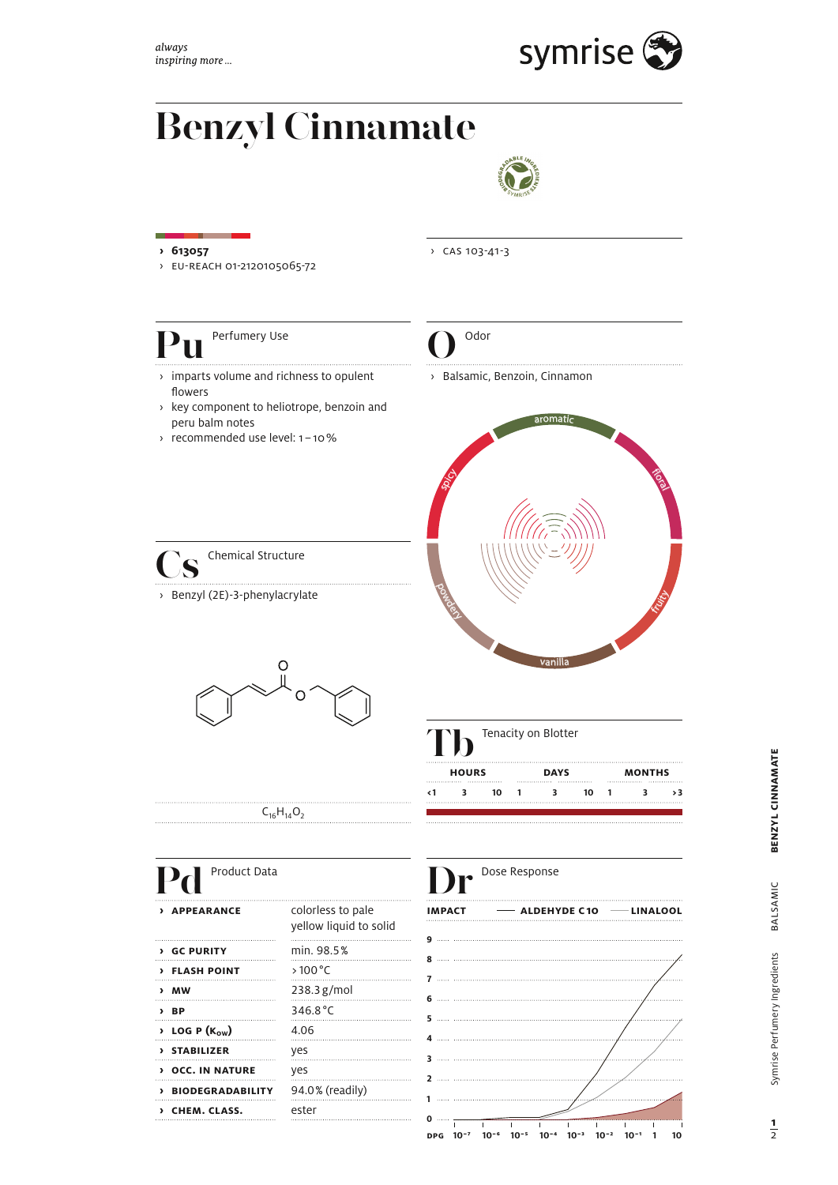*always inspiring more ...*

symrise

# Benzyl Cinnamate

- **613057**
- EU-REACH 01-2120105065-72
- CAS 103-41-3

## Pu Perfumery Use

- imparts volume and richness to opulent flowers
- key component to heliotrope, benzoin and peru balm notes
- recommended use level: 1 – 10 %

## O Odor

- Balsamic, Benzoin, Cinnamon

aromatic, floral, fruity, vanilla, powdery, spicy

## Cs Chemical Structure

- Benzyl (2E)-3-phenylacrylate

$C_{16}H_{14}O_2$

## Tb Tenacity on Blotter

| HOURS | | | DAYS | | | MONTHS | | |
|---|---|---|---|---|---|---|---|---|
| ‹1 | 3 | 10 | 1 | 3 | 10 | 1 | 3 | ›3 |

## Pd Product Data

| | |
|---|---|
| **APPEARANCE** | colorless to pale yellow liquid to solid |
| **GC PURITY** | min. 98.5 % |
| **FLASH POINT** | > 100 °C |
| **MW** | 238.3 g/mol |
| **BP** | 346.8 °C |
| **LOG P ($K_{OW}$)** | 4.06 |
| **STABILIZER** | yes |
| **OCC. IN NATURE** | yes |
| **BIODEGRADABILITY** | 94.0 % (readily) |
| **CHEM. CLASS.** | ester |

## Dr Dose Response

IMPACT — ALDEHYDE C10 — LINALOOL

Y-axis: 0–9; X-axis (DPG): $10^{-7}$, $10^{-6}$, $10^{-5}$, $10^{-4}$, $10^{-3}$, $10^{-2}$, $10^{-1}$, 1, 10

BENZYL CINNAMATE · BALSAMIC · Symrise Perfumery Ingredients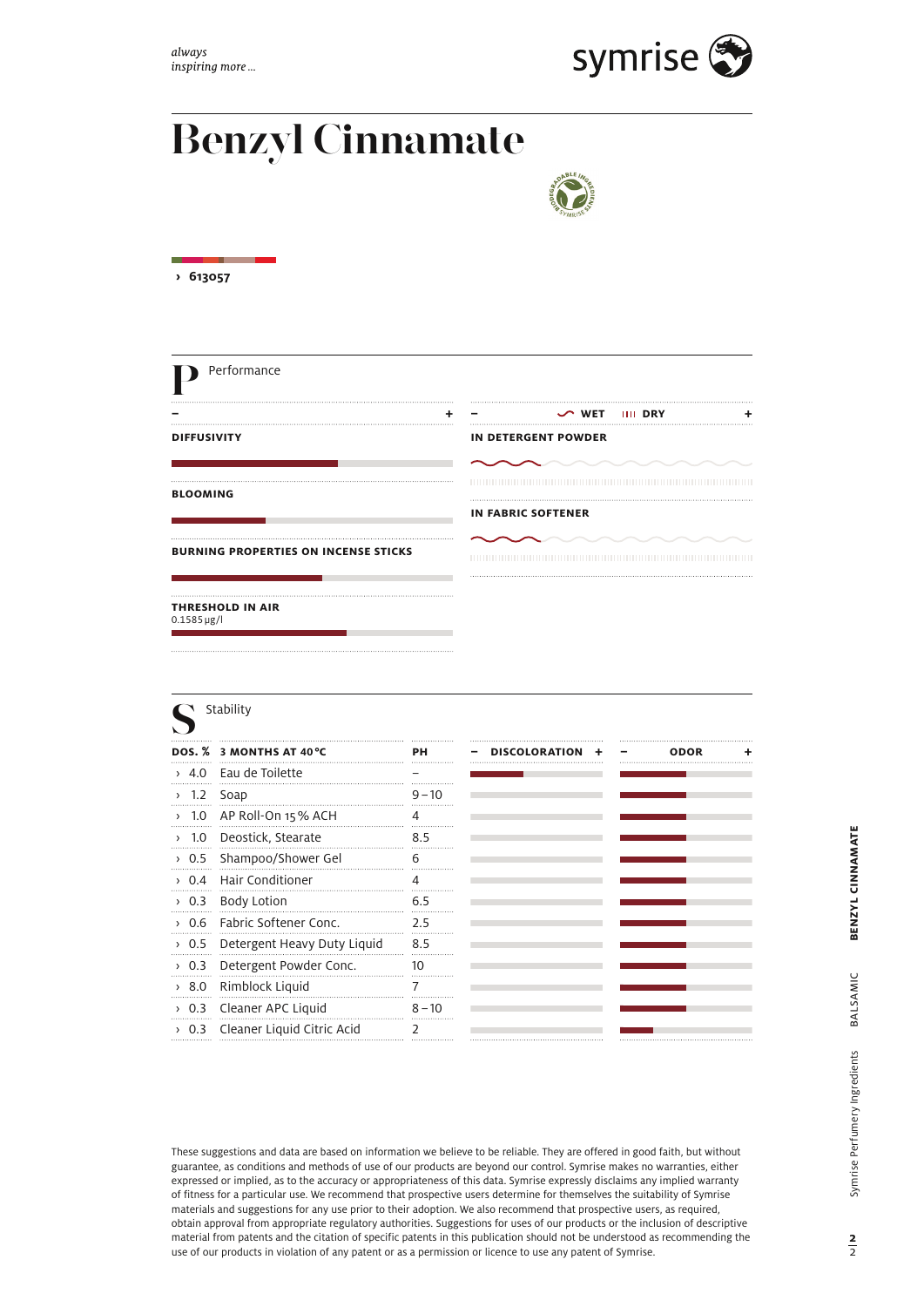always
inspiring more ...

symrise

# Benzyl Cinnamate

› 613057

## P Performance

– +

**DIFFUSIVITY**

**BLOOMING**

**BURNING PROPERTIES ON INCENSE STICKS**

**THRESHOLD IN AIR**
0.1585 µg/l

– WET DRY +

**IN DETERGENT POWDER**

**IN FABRIC SOFTENER**

## S Stability

| DOS. % | 3 MONTHS AT 40 °C | PH |
|---|---|---|
| › 4.0 | Eau de Toilette | – |
| › 1.2 | Soap | 9 – 10 |
| › 1.0 | AP Roll-On 15 % ACH | 4 |
| › 1.0 | Deostick, Stearate | 8.5 |
| › 0.5 | Shampoo/Shower Gel | 6 |
| › 0.4 | Hair Conditioner | 4 |
| › 0.3 | Body Lotion | 6.5 |
| › 0.6 | Fabric Softener Conc. | 2.5 |
| › 0.5 | Detergent Heavy Duty Liquid | 8.5 |
| › 0.3 | Detergent Powder Conc. | 10 |
| › 8.0 | Rimblock Liquid | 7 |
| › 0.3 | Cleaner APC Liquid | 8 – 10 |
| › 0.3 | Cleaner Liquid Citric Acid | 2 |

– DISCOLORATION +

– ODOR +

These suggestions and data are based on information we believe to be reliable. They are offered in good faith, but without guarantee, as conditions and methods of use of our products are beyond our control. Symrise makes no warranties, either expressed or implied, as to the accuracy or appropriateness of this data. Symrise expressly disclaims any implied warranty of fitness for a particular use. We recommend that prospective users determine for themselves the suitability of Symrise materials and suggestions for any use prior to their adoption. We also recommend that prospective users, as required, obtain approval from appropriate regulatory authorities. Suggestions for uses of our products or the inclusion of descriptive material from patents and the citation of specific patents in this publication should not be understood as recommending the use of our products in violation of any patent or as a permission or licence to use any patent of Symrise.